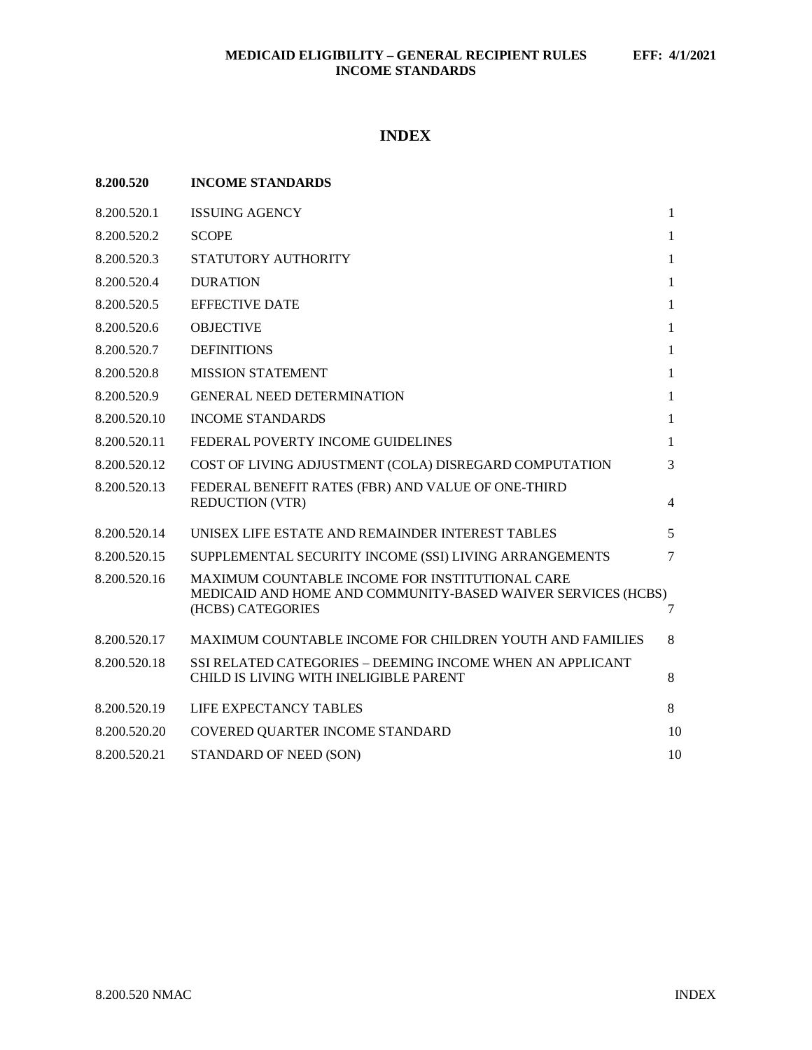# INDEX

| 8.200.520 | INCOME STANDARDS | |
|---|---|---|
| 8.200.520.1 | ISSUING AGENCY | 1 |
| 8.200.520.2 | SCOPE | 1 |
| 8.200.520.3 | STATUTORY AUTHORITY | 1 |
| 8.200.520.4 | DURATION | 1 |
| 8.200.520.5 | EFFECTIVE DATE | 1 |
| 8.200.520.6 | OBJECTIVE | 1 |
| 8.200.520.7 | DEFINITIONS | 1 |
| 8.200.520.8 | MISSION STATEMENT | 1 |
| 8.200.520.9 | GENERAL NEED DETERMINATION | 1 |
| 8.200.520.10 | INCOME STANDARDS | 1 |
| 8.200.520.11 | FEDERAL POVERTY INCOME GUIDELINES | 1 |
| 8.200.520.12 | COST OF LIVING ADJUSTMENT (COLA) DISREGARD COMPUTATION | 3 |
| 8.200.520.13 | FEDERAL BENEFIT RATES (FBR) AND VALUE OF ONE-THIRD REDUCTION (VTR) | 4 |
| 8.200.520.14 | UNISEX LIFE ESTATE AND REMAINDER INTEREST TABLES | 5 |
| 8.200.520.15 | SUPPLEMENTAL SECURITY INCOME (SSI) LIVING ARRANGEMENTS | 7 |
| 8.200.520.16 | MAXIMUM COUNTABLE INCOME FOR INSTITUTIONAL CARE MEDICAID AND HOME AND COMMUNITY-BASED WAIVER SERVICES (HCBS) (HCBS) CATEGORIES | 7 |
| 8.200.520.17 | MAXIMUM COUNTABLE INCOME FOR CHILDREN YOUTH AND FAMILIES | 8 |
| 8.200.520.18 | SSI RELATED CATEGORIES – DEEMING INCOME WHEN AN APPLICANT CHILD IS LIVING WITH INELIGIBLE PARENT | 8 |
| 8.200.520.19 | LIFE EXPECTANCY TABLES | 8 |
| 8.200.520.20 | COVERED QUARTER INCOME STANDARD | 10 |
| 8.200.520.21 | STANDARD OF NEED (SON) | 10 |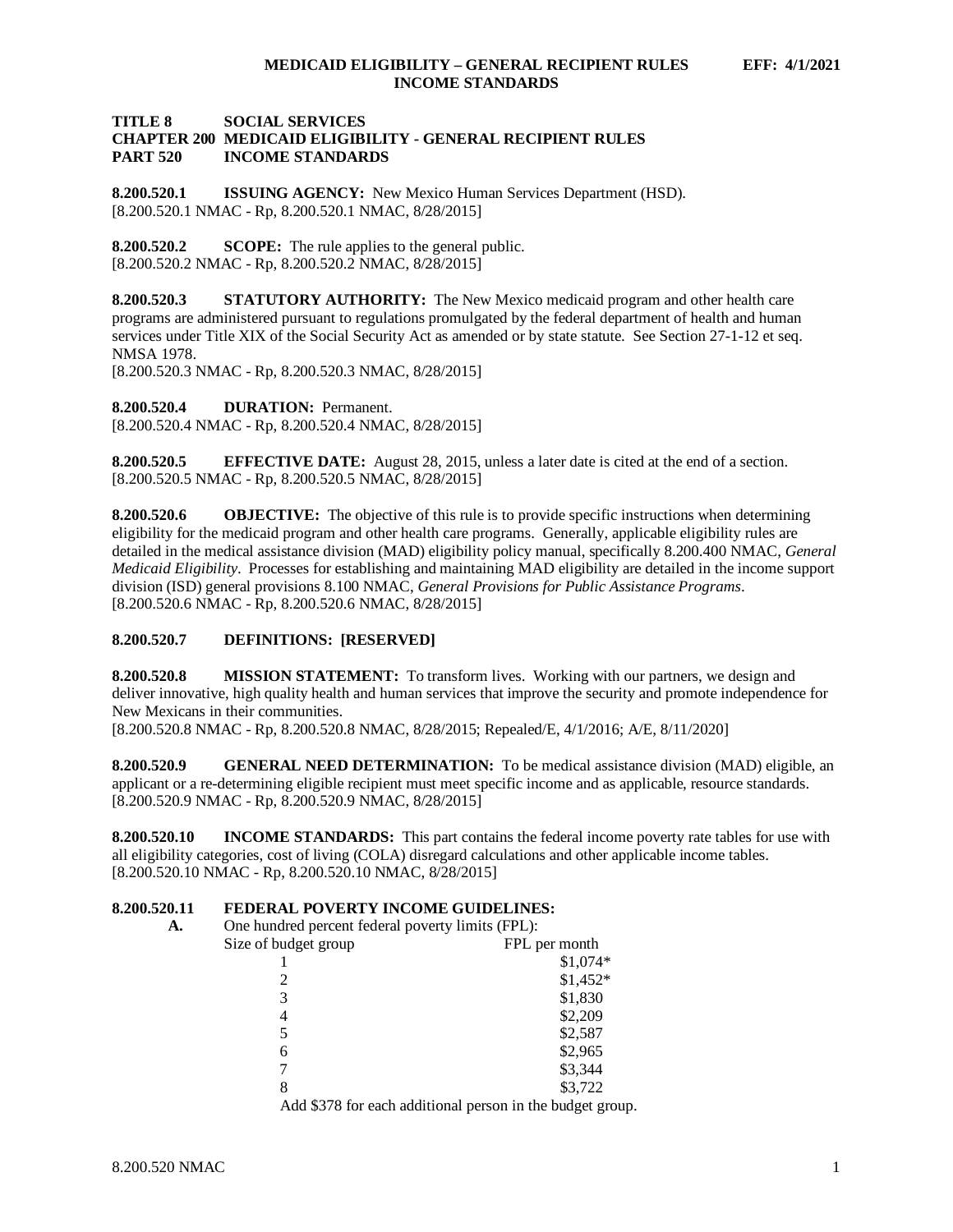# TITLE 8 SOCIAL SERVICES
## CHAPTER 200 MEDICAID ELIGIBILITY - GENERAL RECIPIENT RULES
## PART 520 INCOME STANDARDS

**8.200.520.1 ISSUING AGENCY:** New Mexico Human Services Department (HSD).
[8.200.520.1 NMAC - Rp, 8.200.520.1 NMAC, 8/28/2015]

**8.200.520.2 SCOPE:** The rule applies to the general public.
[8.200.520.2 NMAC - Rp, 8.200.520.2 NMAC, 8/28/2015]

**8.200.520.3 STATUTORY AUTHORITY:** The New Mexico medicaid program and other health care programs are administered pursuant to regulations promulgated by the federal department of health and human services under Title XIX of the Social Security Act as amended or by state statute. See Section 27-1-12 et seq. NMSA 1978.
[8.200.520.3 NMAC - Rp, 8.200.520.3 NMAC, 8/28/2015]

**8.200.520.4 DURATION:** Permanent.
[8.200.520.4 NMAC - Rp, 8.200.520.4 NMAC, 8/28/2015]

**8.200.520.5 EFFECTIVE DATE:** August 28, 2015, unless a later date is cited at the end of a section.
[8.200.520.5 NMAC - Rp, 8.200.520.5 NMAC, 8/28/2015]

**8.200.520.6 OBJECTIVE:** The objective of this rule is to provide specific instructions when determining eligibility for the medicaid program and other health care programs. Generally, applicable eligibility rules are detailed in the medical assistance division (MAD) eligibility policy manual, specifically 8.200.400 NMAC, *General Medicaid Eligibility*. Processes for establishing and maintaining MAD eligibility are detailed in the income support division (ISD) general provisions 8.100 NMAC, *General Provisions for Public Assistance Programs*.
[8.200.520.6 NMAC - Rp, 8.200.520.6 NMAC, 8/28/2015]

**8.200.520.7 DEFINITIONS: [RESERVED]**

**8.200.520.8 MISSION STATEMENT:** To transform lives. Working with our partners, we design and deliver innovative, high quality health and human services that improve the security and promote independence for New Mexicans in their communities.
[8.200.520.8 NMAC - Rp, 8.200.520.8 NMAC, 8/28/2015; Repealed/E, 4/1/2016; A/E, 8/11/2020]

**8.200.520.9 GENERAL NEED DETERMINATION:** To be medical assistance division (MAD) eligible, an applicant or a re-determining eligible recipient must meet specific income and as applicable, resource standards.
[8.200.520.9 NMAC - Rp, 8.200.520.9 NMAC, 8/28/2015]

**8.200.520.10 INCOME STANDARDS:** This part contains the federal income poverty rate tables for use with all eligibility categories, cost of living (COLA) disregard calculations and other applicable income tables.
[8.200.520.10 NMAC - Rp, 8.200.520.10 NMAC, 8/28/2015]

**8.200.520.11 FEDERAL POVERTY INCOME GUIDELINES:**

**A.** One hundred percent federal poverty limits (FPL):

| Size of budget group | FPL per month |
|---|---|
| 1 | $1,074* |
| 2 | $1,452* |
| 3 | $1,830 |
| 4 | $2,209 |
| 5 | $2,587 |
| 6 | $2,965 |
| 7 | $3,344 |
| 8 | $3,722 |

Add $378 for each additional person in the budget group.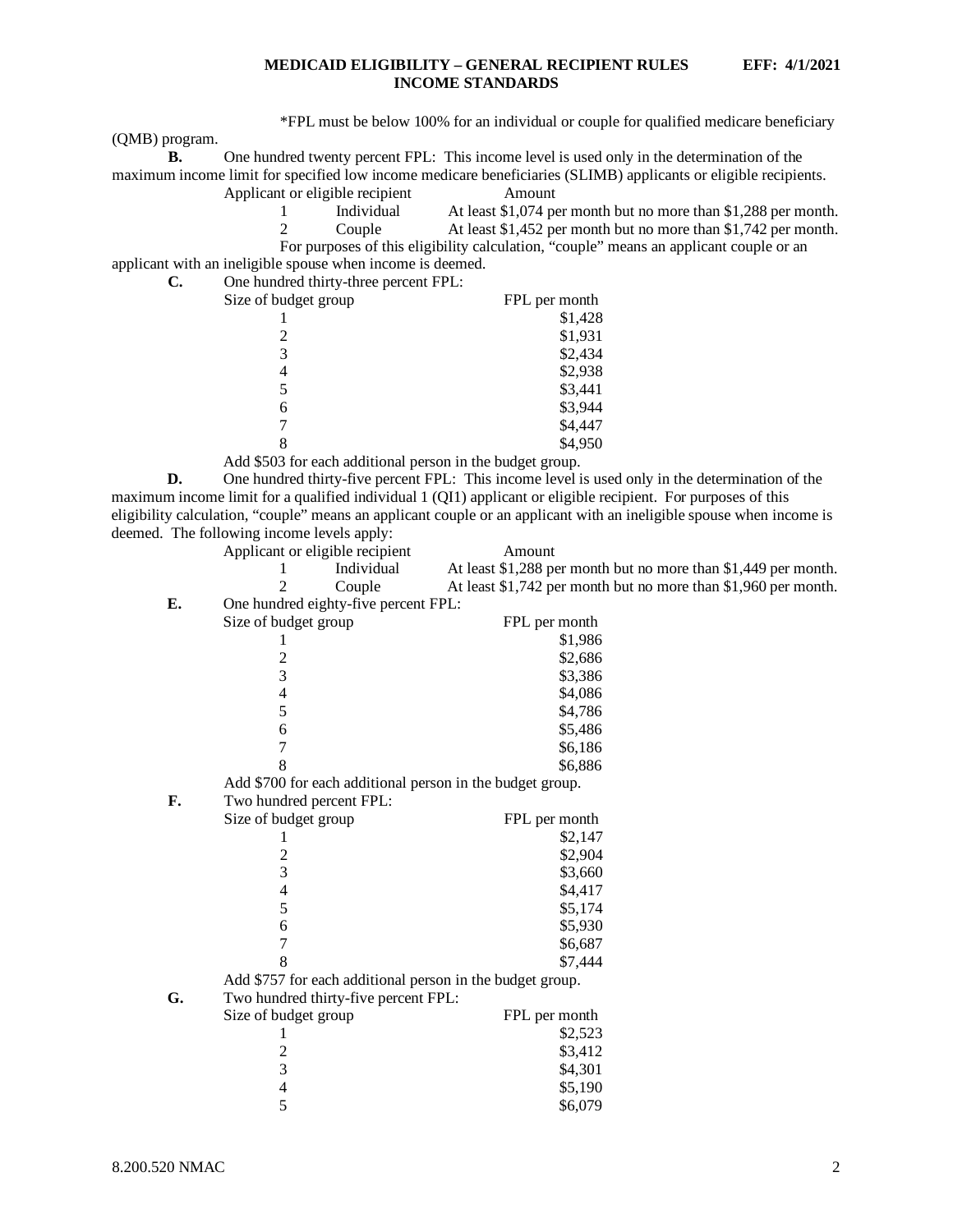*FPL must be below 100% for an individual or couple for qualified medicare beneficiary (QMB) program.

**B.** One hundred twenty percent FPL: This income level is used only in the determination of the maximum income limit for specified low income medicare beneficiaries (SLIMB) applicants or eligible recipients.

| Applicant or eligible recipient | | Amount |
|---|---|---|
| 1 | Individual | At least $1,074 per month but no more than $1,288 per month. |
| 2 | Couple | At least $1,452 per month but no more than $1,742 per month. |

For purposes of this eligibility calculation, "couple" means an applicant couple or an applicant with an ineligible spouse when income is deemed.

**C.** One hundred thirty-three percent FPL:

| Size of budget group | FPL per month |
|---|---|
| 1 | $1,428 |
| 2 | $1,931 |
| 3 | $2,434 |
| 4 | $2,938 |
| 5 | $3,441 |
| 6 | $3,944 |
| 7 | $4,447 |
| 8 | $4,950 |

Add $503 for each additional person in the budget group.

**D.** One hundred thirty-five percent FPL: This income level is used only in the determination of the maximum income limit for a qualified individual 1 (QI1) applicant or eligible recipient. For purposes of this eligibility calculation, "couple" means an applicant couple or an applicant with an ineligible spouse when income is deemed. The following income levels apply:

| Applicant or eligible recipient | | Amount |
|---|---|---|
| 1 | Individual | At least $1,288 per month but no more than $1,449 per month. |
| 2 | Couple | At least $1,742 per month but no more than $1,960 per month. |

**E.** One hundred eighty-five percent FPL:

| Size of budget group | FPL per month |
|---|---|
| 1 | $1,986 |
| 2 | $2,686 |
| 3 | $3,386 |
| 4 | $4,086 |
| 5 | $4,786 |
| 6 | $5,486 |
| 7 | $6,186 |
| 8 | $6,886 |

Add $700 for each additional person in the budget group.

**F.** Two hundred percent FPL:

| Size of budget group | FPL per month |
|---|---|
| 1 | $2,147 |
| 2 | $2,904 |
| 3 | $3,660 |
| 4 | $4,417 |
| 5 | $5,174 |
| 6 | $5,930 |
| 7 | $6,687 |
| 8 | $7,444 |

Add $757 for each additional person in the budget group.

**G.** Two hundred thirty-five percent FPL:

| Size of budget group | FPL per month |
|---|---|
| 1 | $2,523 |
| 2 | $3,412 |
| 3 | $4,301 |
| 4 | $5,190 |
| 5 | $6,079 |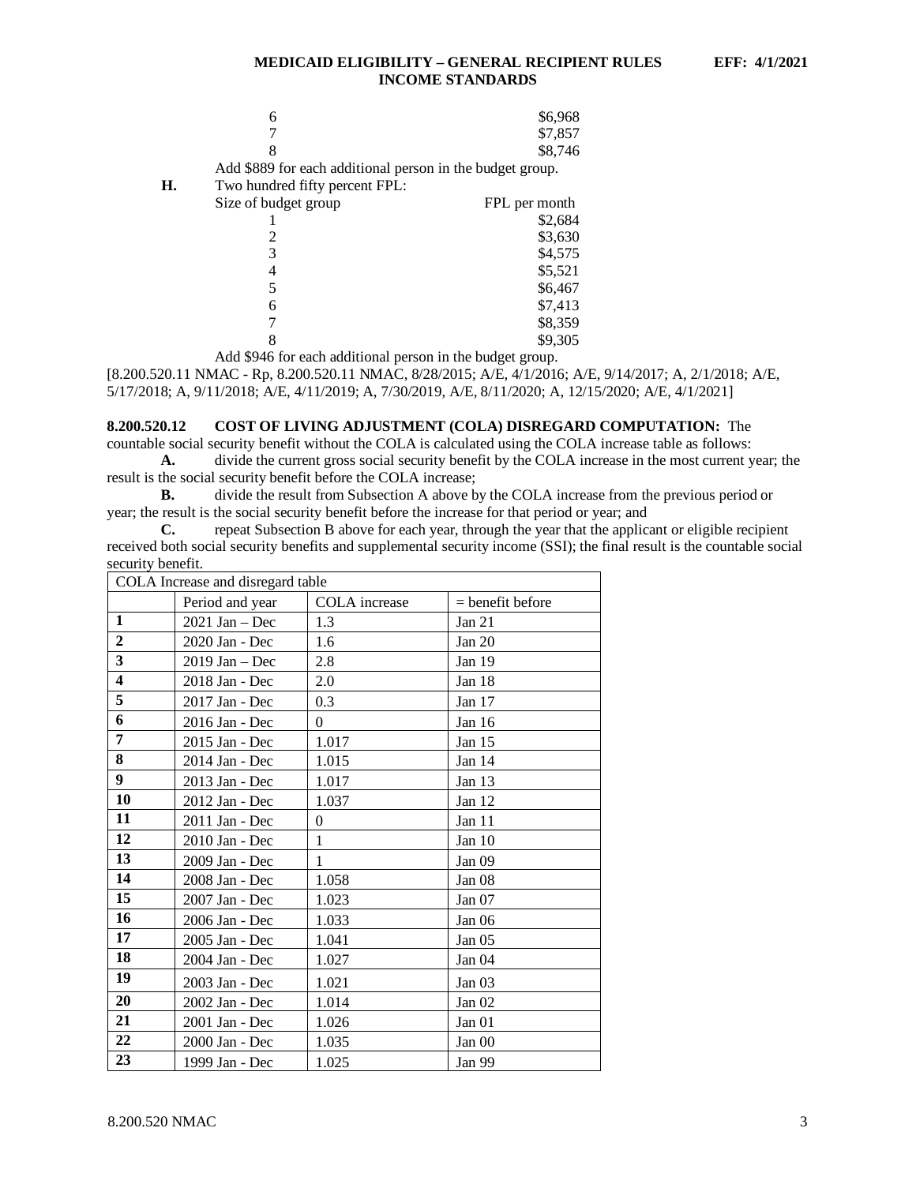| | |
|---|---|
| 6 | $6,968 |
| 7 | $7,857 |
| 8 | $8,746 |

Add $889 for each additional person in the budget group.

**H.** Two hundred fifty percent FPL:

| Size of budget group | FPL per month |
|---|---|
| 1 | $2,684 |
| 2 | $3,630 |
| 3 | $4,575 |
| 4 | $5,521 |
| 5 | $6,467 |
| 6 | $7,413 |
| 7 | $8,359 |
| 8 | $9,305 |

Add $946 for each additional person in the budget group.

[8.200.520.11 NMAC - Rp, 8.200.520.11 NMAC, 8/28/2015; A/E, 4/1/2016; A/E, 9/14/2017; A, 2/1/2018; A/E, 5/17/2018; A, 9/11/2018; A/E, 4/11/2019; A, 7/30/2019, A/E, 8/11/2020; A, 12/15/2020; A/E, 4/1/2021]

**8.200.520.12 COST OF LIVING ADJUSTMENT (COLA) DISREGARD COMPUTATION:** The countable social security benefit without the COLA is calculated using the COLA increase table as follows:

**A.** divide the current gross social security benefit by the COLA increase in the most current year; the result is the social security benefit before the COLA increase;

**B.** divide the result from Subsection A above by the COLA increase from the previous period or year; the result is the social security benefit before the increase for that period or year; and

**C.** repeat Subsection B above for each year, through the year that the applicant or eligible recipient received both social security benefits and supplemental security income (SSI); the final result is the countable social security benefit.

| COLA Increase and disregard table | | | |
|---|---|---|---|
| | Period and year | COLA increase | = benefit before |
| **1** | 2021 Jan – Dec | 1.3 | Jan 21 |
| **2** | 2020 Jan - Dec | 1.6 | Jan 20 |
| **3** | 2019 Jan – Dec | 2.8 | Jan 19 |
| **4** | 2018 Jan - Dec | 2.0 | Jan 18 |
| **5** | 2017 Jan - Dec | 0.3 | Jan 17 |
| **6** | 2016 Jan - Dec | 0 | Jan 16 |
| **7** | 2015 Jan - Dec | 1.017 | Jan 15 |
| **8** | 2014 Jan - Dec | 1.015 | Jan 14 |
| **9** | 2013 Jan - Dec | 1.017 | Jan 13 |
| **10** | 2012 Jan - Dec | 1.037 | Jan 12 |
| **11** | 2011 Jan - Dec | 0 | Jan 11 |
| **12** | 2010 Jan - Dec | 1 | Jan 10 |
| **13** | 2009 Jan - Dec | 1 | Jan 09 |
| **14** | 2008 Jan - Dec | 1.058 | Jan 08 |
| **15** | 2007 Jan - Dec | 1.023 | Jan 07 |
| **16** | 2006 Jan - Dec | 1.033 | Jan 06 |
| **17** | 2005 Jan - Dec | 1.041 | Jan 05 |
| **18** | 2004 Jan - Dec | 1.027 | Jan 04 |
| **19** | 2003 Jan - Dec | 1.021 | Jan 03 |
| **20** | 2002 Jan - Dec | 1.014 | Jan 02 |
| **21** | 2001 Jan - Dec | 1.026 | Jan 01 |
| **22** | 2000 Jan - Dec | 1.035 | Jan 00 |
| **23** | 1999 Jan - Dec | 1.025 | Jan 99 |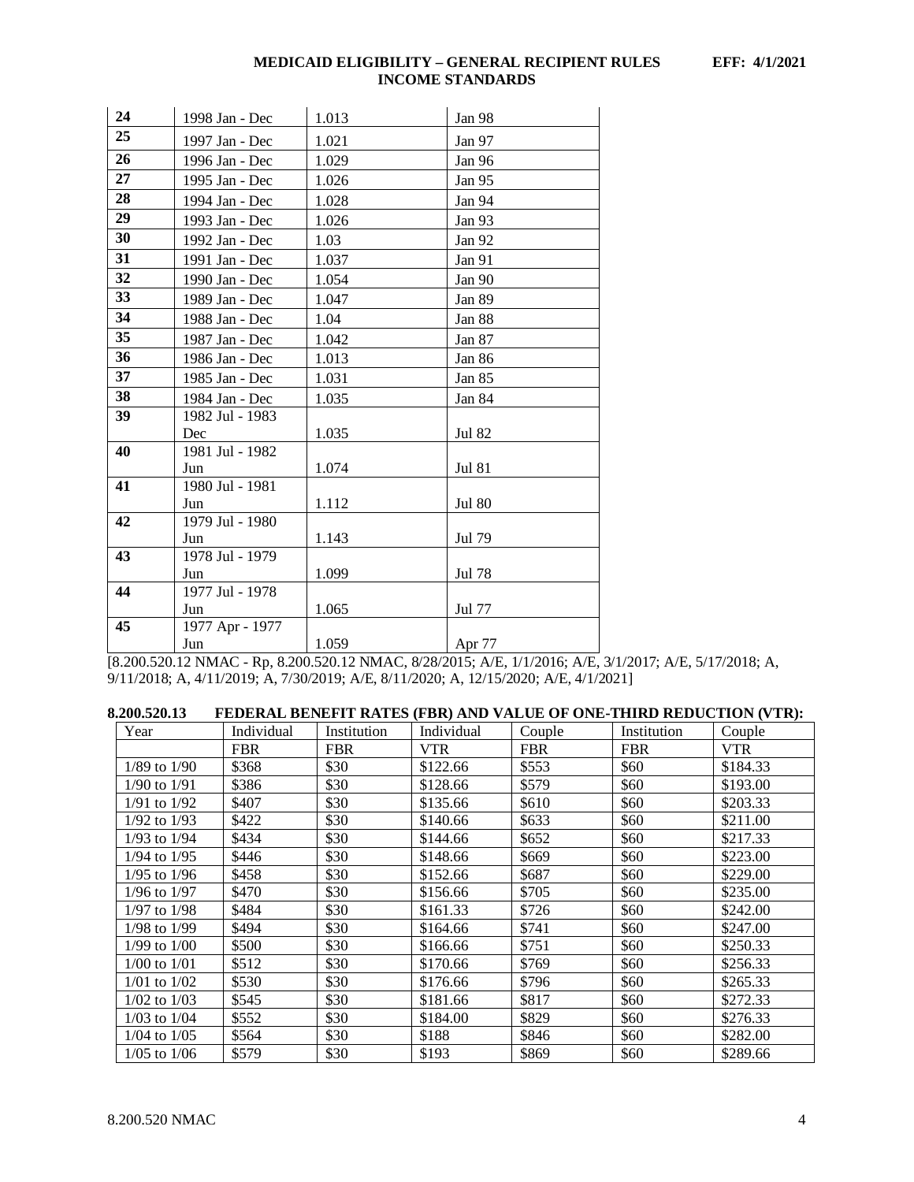| 24 | 1998 Jan - Dec | 1.013 | Jan 98 |
|---|---|---|---|
| 25 | 1997 Jan - Dec | 1.021 | Jan 97 |
| 26 | 1996 Jan - Dec | 1.029 | Jan 96 |
| 27 | 1995 Jan - Dec | 1.026 | Jan 95 |
| 28 | 1994 Jan - Dec | 1.028 | Jan 94 |
| 29 | 1993 Jan - Dec | 1.026 | Jan 93 |
| 30 | 1992 Jan - Dec | 1.03 | Jan 92 |
| 31 | 1991 Jan - Dec | 1.037 | Jan 91 |
| 32 | 1990 Jan - Dec | 1.054 | Jan 90 |
| 33 | 1989 Jan - Dec | 1.047 | Jan 89 |
| 34 | 1988 Jan - Dec | 1.04 | Jan 88 |
| 35 | 1987 Jan - Dec | 1.042 | Jan 87 |
| 36 | 1986 Jan - Dec | 1.013 | Jan 86 |
| 37 | 1985 Jan - Dec | 1.031 | Jan 85 |
| 38 | 1984 Jan - Dec | 1.035 | Jan 84 |
| 39 | 1982 Jul - 1983 Dec | 1.035 | Jul 82 |
| 40 | 1981 Jul - 1982 Jun | 1.074 | Jul 81 |
| 41 | 1980 Jul - 1981 Jun | 1.112 | Jul 80 |
| 42 | 1979 Jul - 1980 Jun | 1.143 | Jul 79 |
| 43 | 1978 Jul - 1979 Jun | 1.099 | Jul 78 |
| 44 | 1977 Jul - 1978 Jun | 1.065 | Jul 77 |
| 45 | 1977 Apr - 1977 Jun | 1.059 | Apr 77 |

[8.200.520.12 NMAC - Rp, 8.200.520.12 NMAC, 8/28/2015; A/E, 1/1/2016; A/E, 3/1/2017; A/E, 5/17/2018; A, 9/11/2018; A, 4/11/2019; A, 7/30/2019; A/E, 8/11/2020; A, 12/15/2020; A/E, 4/1/2021]

**8.200.520.13 FEDERAL BENEFIT RATES (FBR) AND VALUE OF ONE-THIRD REDUCTION (VTR):**

| Year | Individual FBR | Institution FBR | Individual VTR | Couple FBR | Institution FBR | Couple VTR |
|---|---|---|---|---|---|---|
| 1/89 to 1/90 | $368 | $30 | $122.66 | $553 | $60 | $184.33 |
| 1/90 to 1/91 | $386 | $30 | $128.66 | $579 | $60 | $193.00 |
| 1/91 to 1/92 | $407 | $30 | $135.66 | $610 | $60 | $203.33 |
| 1/92 to 1/93 | $422 | $30 | $140.66 | $633 | $60 | $211.00 |
| 1/93 to 1/94 | $434 | $30 | $144.66 | $652 | $60 | $217.33 |
| 1/94 to 1/95 | $446 | $30 | $148.66 | $669 | $60 | $223.00 |
| 1/95 to 1/96 | $458 | $30 | $152.66 | $687 | $60 | $229.00 |
| 1/96 to 1/97 | $470 | $30 | $156.66 | $705 | $60 | $235.00 |
| 1/97 to 1/98 | $484 | $30 | $161.33 | $726 | $60 | $242.00 |
| 1/98 to 1/99 | $494 | $30 | $164.66 | $741 | $60 | $247.00 |
| 1/99 to 1/00 | $500 | $30 | $166.66 | $751 | $60 | $250.33 |
| 1/00 to 1/01 | $512 | $30 | $170.66 | $769 | $60 | $256.33 |
| 1/01 to 1/02 | $530 | $30 | $176.66 | $796 | $60 | $265.33 |
| 1/02 to 1/03 | $545 | $30 | $181.66 | $817 | $60 | $272.33 |
| 1/03 to 1/04 | $552 | $30 | $184.00 | $829 | $60 | $276.33 |
| 1/04 to 1/05 | $564 | $30 | $188 | $846 | $60 | $282.00 |
| 1/05 to 1/06 | $579 | $30 | $193 | $869 | $60 | $289.66 |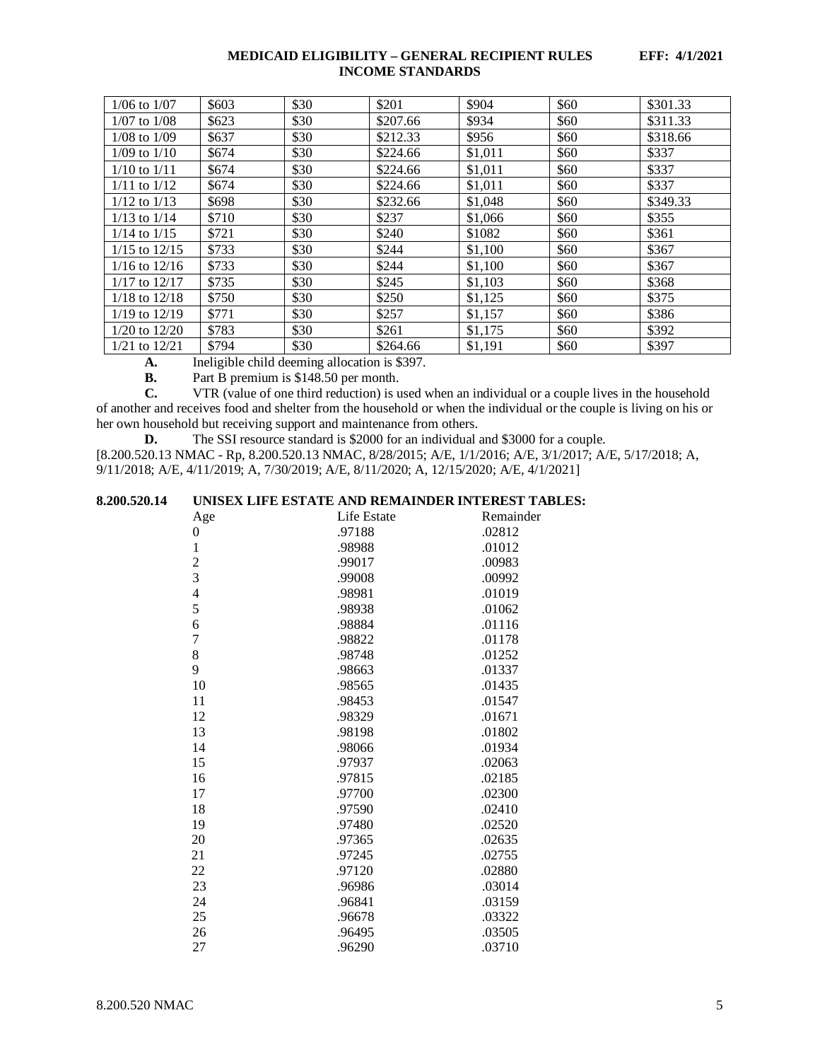| | | | | | | |
|---|---|---|---|---|---|---|
| 1/06 to 1/07 | $603 | $30 | $201 | $904 | $60 | $301.33 |
| 1/07 to 1/08 | $623 | $30 | $207.66 | $934 | $60 | $311.33 |
| 1/08 to 1/09 | $637 | $30 | $212.33 | $956 | $60 | $318.66 |
| 1/09 to 1/10 | $674 | $30 | $224.66 | $1,011 | $60 | $337 |
| 1/10 to 1/11 | $674 | $30 | $224.66 | $1,011 | $60 | $337 |
| 1/11 to 1/12 | $674 | $30 | $224.66 | $1,011 | $60 | $337 |
| 1/12 to 1/13 | $698 | $30 | $232.66 | $1,048 | $60 | $349.33 |
| 1/13 to 1/14 | $710 | $30 | $237 | $1,066 | $60 | $355 |
| 1/14 to 1/15 | $721 | $30 | $240 | $1082 | $60 | $361 |
| 1/15 to 12/15 | $733 | $30 | $244 | $1,100 | $60 | $367 |
| 1/16 to 12/16 | $733 | $30 | $244 | $1,100 | $60 | $367 |
| 1/17 to 12/17 | $735 | $30 | $245 | $1,103 | $60 | $368 |
| 1/18 to 12/18 | $750 | $30 | $250 | $1,125 | $60 | $375 |
| 1/19 to 12/19 | $771 | $30 | $257 | $1,157 | $60 | $386 |
| 1/20 to 12/20 | $783 | $30 | $261 | $1,175 | $60 | $392 |
| 1/21 to 12/21 | $794 | $30 | $264.66 | $1,191 | $60 | $397 |

**A.** Ineligible child deeming allocation is $397.

**B.** Part B premium is $148.50 per month.

**C.** VTR (value of one third reduction) is used when an individual or a couple lives in the household of another and receives food and shelter from the household or when the individual or the couple is living on his or her own household but receiving support and maintenance from others.

**D.** The SSI resource standard is $2000 for an individual and $3000 for a couple.

[8.200.520.13 NMAC - Rp, 8.200.520.13 NMAC, 8/28/2015; A/E, 1/1/2016; A/E, 3/1/2017; A/E, 5/17/2018; A, 9/11/2018; A/E, 4/11/2019; A, 7/30/2019; A/E, 8/11/2020; A, 12/15/2020; A/E, 4/1/2021]

**8.200.520.14 UNISEX LIFE ESTATE AND REMAINDER INTEREST TABLES:**

| Age | Life Estate | Remainder |
|---|---|---|
| 0 | .97188 | .02812 |
| 1 | .98988 | .01012 |
| 2 | .99017 | .00983 |
| 3 | .99008 | .00992 |
| 4 | .98981 | .01019 |
| 5 | .98938 | .01062 |
| 6 | .98884 | .01116 |
| 7 | .98822 | .01178 |
| 8 | .98748 | .01252 |
| 9 | .98663 | .01337 |
| 10 | .98565 | .01435 |
| 11 | .98453 | .01547 |
| 12 | .98329 | .01671 |
| 13 | .98198 | .01802 |
| 14 | .98066 | .01934 |
| 15 | .97937 | .02063 |
| 16 | .97815 | .02185 |
| 17 | .97700 | .02300 |
| 18 | .97590 | .02410 |
| 19 | .97480 | .02520 |
| 20 | .97365 | .02635 |
| 21 | .97245 | .02755 |
| 22 | .97120 | .02880 |
| 23 | .96986 | .03014 |
| 24 | .96841 | .03159 |
| 25 | .96678 | .03322 |
| 26 | .96495 | .03505 |
| 27 | .96290 | .03710 |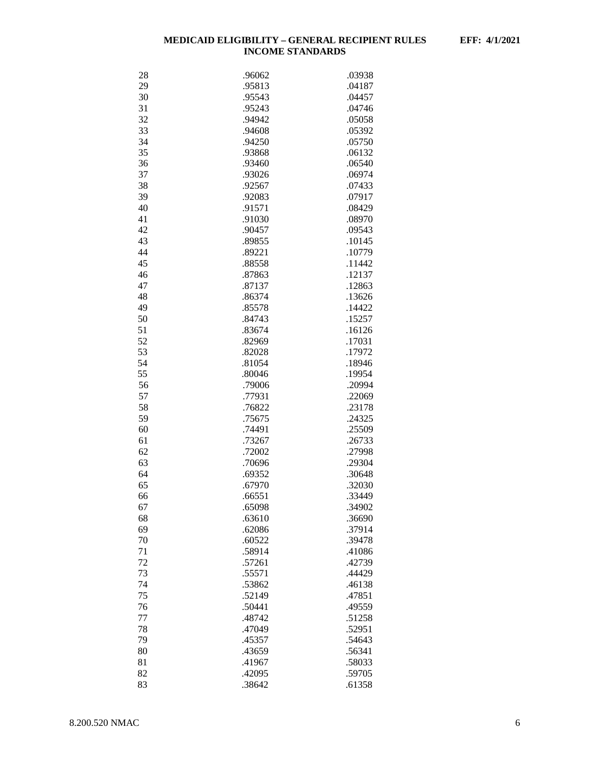| | | |
|---|---|---|
| 28 | .96062 | .03938 |
| 29 | .95813 | .04187 |
| 30 | .95543 | .04457 |
| 31 | .95243 | .04746 |
| 32 | .94942 | .05058 |
| 33 | .94608 | .05392 |
| 34 | .94250 | .05750 |
| 35 | .93868 | .06132 |
| 36 | .93460 | .06540 |
| 37 | .93026 | .06974 |
| 38 | .92567 | .07433 |
| 39 | .92083 | .07917 |
| 40 | .91571 | .08429 |
| 41 | .91030 | .08970 |
| 42 | .90457 | .09543 |
| 43 | .89855 | .10145 |
| 44 | .89221 | .10779 |
| 45 | .88558 | .11442 |
| 46 | .87863 | .12137 |
| 47 | .87137 | .12863 |
| 48 | .86374 | .13626 |
| 49 | .85578 | .14422 |
| 50 | .84743 | .15257 |
| 51 | .83674 | .16126 |
| 52 | .82969 | .17031 |
| 53 | .82028 | .17972 |
| 54 | .81054 | .18946 |
| 55 | .80046 | .19954 |
| 56 | .79006 | .20994 |
| 57 | .77931 | .22069 |
| 58 | .76822 | .23178 |
| 59 | .75675 | .24325 |
| 60 | .74491 | .25509 |
| 61 | .73267 | .26733 |
| 62 | .72002 | .27998 |
| 63 | .70696 | .29304 |
| 64 | .69352 | .30648 |
| 65 | .67970 | .32030 |
| 66 | .66551 | .33449 |
| 67 | .65098 | .34902 |
| 68 | .63610 | .36690 |
| 69 | .62086 | .37914 |
| 70 | .60522 | .39478 |
| 71 | .58914 | .41086 |
| 72 | .57261 | .42739 |
| 73 | .55571 | .44429 |
| 74 | .53862 | .46138 |
| 75 | .52149 | .47851 |
| 76 | .50441 | .49559 |
| 77 | .48742 | .51258 |
| 78 | .47049 | .52951 |
| 79 | .45357 | .54643 |
| 80 | .43659 | .56341 |
| 81 | .41967 | .58033 |
| 82 | .42095 | .59705 |
| 83 | .38642 | .61358 |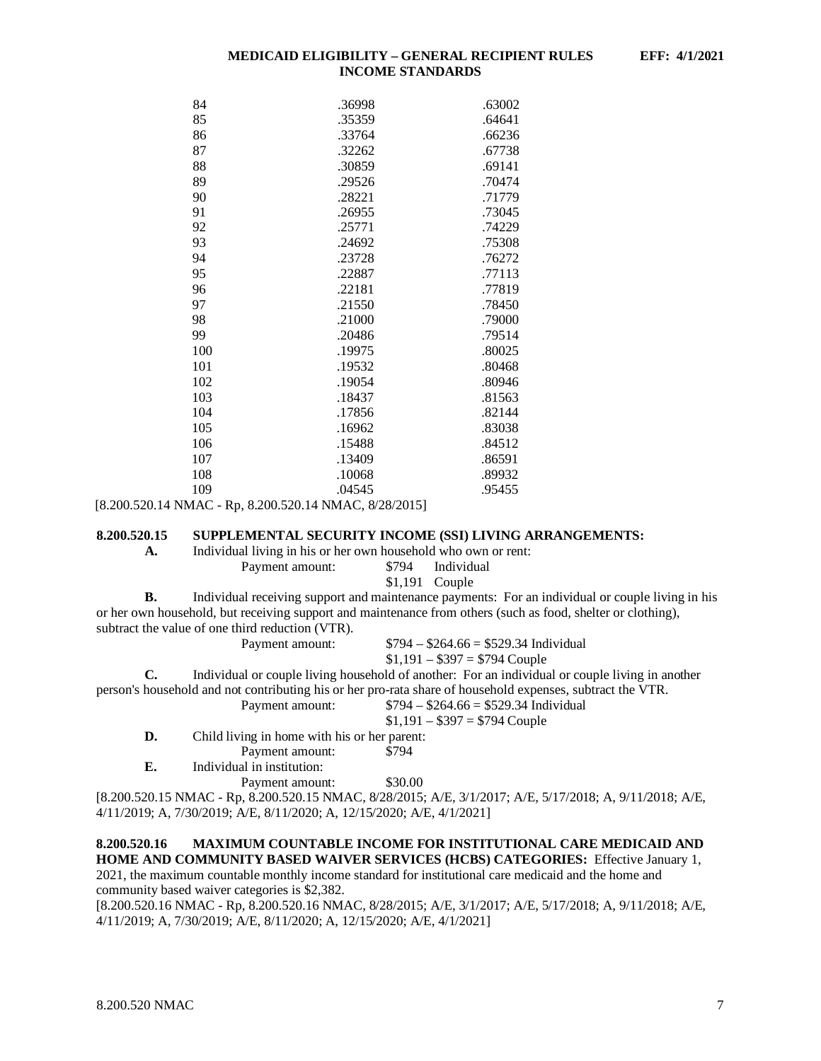| | | |
|---|---|---|
| 84 | .36998 | .63002 |
| 85 | .35359 | .64641 |
| 86 | .33764 | .66236 |
| 87 | .32262 | .67738 |
| 88 | .30859 | .69141 |
| 89 | .29526 | .70474 |
| 90 | .28221 | .71779 |
| 91 | .26955 | .73045 |
| 92 | .25771 | .74229 |
| 93 | .24692 | .75308 |
| 94 | .23728 | .76272 |
| 95 | .22887 | .77113 |
| 96 | .22181 | .77819 |
| 97 | .21550 | .78450 |
| 98 | .21000 | .79000 |
| 99 | .20486 | .79514 |
| 100 | .19975 | .80025 |
| 101 | .19532 | .80468 |
| 102 | .19054 | .80946 |
| 103 | .18437 | .81563 |
| 104 | .17856 | .82144 |
| 105 | .16962 | .83038 |
| 106 | .15488 | .84512 |
| 107 | .13409 | .86591 |
| 108 | .10068 | .89932 |
| 109 | .04545 | .95455 |

[8.200.520.14 NMAC - Rp, 8.200.520.14 NMAC, 8/28/2015]

**8.200.520.15 SUPPLEMENTAL SECURITY INCOME (SSI) LIVING ARRANGEMENTS:**

**A.** Individual living in his or her own household who own or rent:

Payment amount: $794 Individual
$1,191 Couple

**B.** Individual receiving support and maintenance payments: For an individual or couple living in his or her own household, but receiving support and maintenance from others (such as food, shelter or clothing), subtract the value of one third reduction (VTR).

Payment amount: $794 – $264.66 = $529.34 Individual
$1,191 – $397 = $794 Couple

**C.** Individual or couple living household of another: For an individual or couple living in another person's household and not contributing his or her pro-rata share of household expenses, subtract the VTR.

Payment amount: $794 – $264.66 = $529.34 Individual
$1,191 – $397 = $794 Couple

**D.** Child living in home with his or her parent:

Payment amount: $794

**E.** Individual in institution:

Payment amount: $30.00

[8.200.520.15 NMAC - Rp, 8.200.520.15 NMAC, 8/28/2015; A/E, 3/1/2017; A/E, 5/17/2018; A, 9/11/2018; A/E, 4/11/2019; A, 7/30/2019; A/E, 8/11/2020; A, 12/15/2020; A/E, 4/1/2021]

**8.200.520.16 MAXIMUM COUNTABLE INCOME FOR INSTITUTIONAL CARE MEDICAID AND HOME AND COMMUNITY BASED WAIVER SERVICES (HCBS) CATEGORIES:** Effective January 1, 2021, the maximum countable monthly income standard for institutional care medicaid and the home and community based waiver categories is $2,382.

[8.200.520.16 NMAC - Rp, 8.200.520.16 NMAC, 8/28/2015; A/E, 3/1/2017; A/E, 5/17/2018; A, 9/11/2018; A/E, 4/11/2019; A, 7/30/2019; A/E, 8/11/2020; A, 12/15/2020; A/E, 4/1/2021]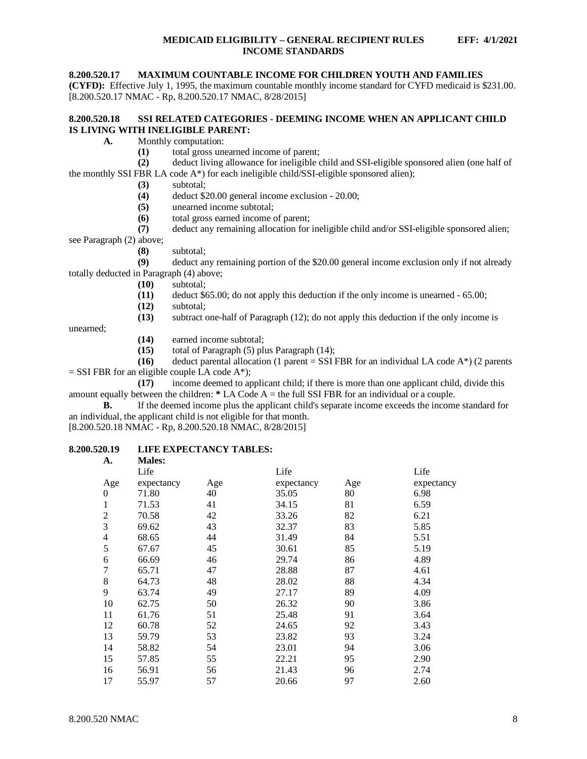**8.200.520.17 MAXIMUM COUNTABLE INCOME FOR CHILDREN YOUTH AND FAMILIES (CYFD):** Effective July 1, 1995, the maximum countable monthly income standard for CYFD medicaid is $231.00.
[8.200.520.17 NMAC - Rp, 8.200.520.17 NMAC, 8/28/2015]

**8.200.520.18 SSI RELATED CATEGORIES - DEEMING INCOME WHEN AN APPLICANT CHILD IS LIVING WITH INELIGIBLE PARENT:**

**A.** Monthly computation:

**(1)** total gross unearned income of parent;

**(2)** deduct living allowance for ineligible child and SSI-eligible sponsored alien (one half of the monthly SSI FBR LA code A*) for each ineligible child/SSI-eligible sponsored alien);

**(3)** subtotal;

**(4)** deduct $20.00 general income exclusion - 20.00;

**(5)** unearned income subtotal;

**(6)** total gross earned income of parent;

**(7)** deduct any remaining allocation for ineligible child and/or SSI-eligible sponsored alien; see Paragraph (2) above;

**(8)** subtotal;

**(9)** deduct any remaining portion of the $20.00 general income exclusion only if not already totally deducted in Paragraph (4) above;

**(10)** subtotal;

**(11)** deduct $65.00; do not apply this deduction if the only income is unearned - 65.00;

**(12)** subtotal;

**(13)** subtract one-half of Paragraph (12); do not apply this deduction if the only income is unearned;

**(14)** earned income subtotal;

**(15)** total of Paragraph (5) plus Paragraph (14);

**(16)** deduct parental allocation (1 parent = SSI FBR for an individual LA code A*) (2 parents = SSI FBR for an eligible couple LA code A*);

**(17)** income deemed to applicant child; if there is more than one applicant child, divide this amount equally between the children: **\*** LA Code A = the full SSI FBR for an individual or a couple.

**B.** If the deemed income plus the applicant child's separate income exceeds the income standard for an individual, the applicant child is not eligible for that month.
[8.200.520.18 NMAC - Rp, 8.200.520.18 NMAC, 8/28/2015]

**8.200.520.19 LIFE EXPECTANCY TABLES:**

**A. Males:**

| Age | Life expectancy | Age | Life expectancy | Age | Life expectancy |
|---|---|---|---|---|---|
| 0 | 71.80 | 40 | 35.05 | 80 | 6.98 |
| 1 | 71.53 | 41 | 34.15 | 81 | 6.59 |
| 2 | 70.58 | 42 | 33.26 | 82 | 6.21 |
| 3 | 69.62 | 43 | 32.37 | 83 | 5.85 |
| 4 | 68.65 | 44 | 31.49 | 84 | 5.51 |
| 5 | 67.67 | 45 | 30.61 | 85 | 5.19 |
| 6 | 66.69 | 46 | 29.74 | 86 | 4.89 |
| 7 | 65.71 | 47 | 28.88 | 87 | 4.61 |
| 8 | 64.73 | 48 | 28.02 | 88 | 4.34 |
| 9 | 63.74 | 49 | 27.17 | 89 | 4.09 |
| 10 | 62.75 | 50 | 26.32 | 90 | 3.86 |
| 11 | 61.76 | 51 | 25.48 | 91 | 3.64 |
| 12 | 60.78 | 52 | 24.65 | 92 | 3.43 |
| 13 | 59.79 | 53 | 23.82 | 93 | 3.24 |
| 14 | 58.82 | 54 | 23.01 | 94 | 3.06 |
| 15 | 57.85 | 55 | 22.21 | 95 | 2.90 |
| 16 | 56.91 | 56 | 21.43 | 96 | 2.74 |
| 17 | 55.97 | 57 | 20.66 | 97 | 2.60 |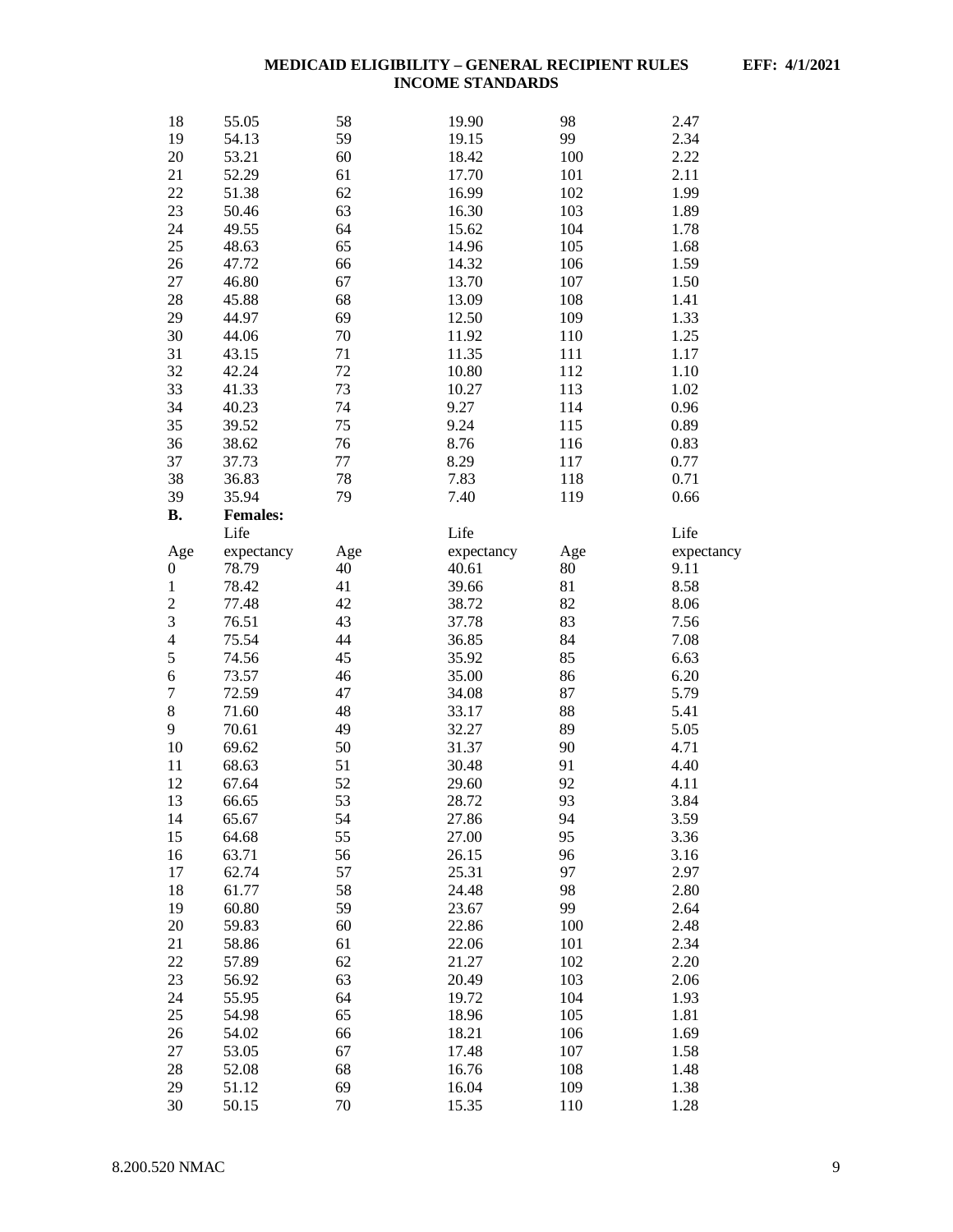| 18 | 55.05 | 58 | 19.90 | 98 | 2.47 |
|---|---|---|---|---|---|
| 19 | 54.13 | 59 | 19.15 | 99 | 2.34 |
| 20 | 53.21 | 60 | 18.42 | 100 | 2.22 |
| 21 | 52.29 | 61 | 17.70 | 101 | 2.11 |
| 22 | 51.38 | 62 | 16.99 | 102 | 1.99 |
| 23 | 50.46 | 63 | 16.30 | 103 | 1.89 |
| 24 | 49.55 | 64 | 15.62 | 104 | 1.78 |
| 25 | 48.63 | 65 | 14.96 | 105 | 1.68 |
| 26 | 47.72 | 66 | 14.32 | 106 | 1.59 |
| 27 | 46.80 | 67 | 13.70 | 107 | 1.50 |
| 28 | 45.88 | 68 | 13.09 | 108 | 1.41 |
| 29 | 44.97 | 69 | 12.50 | 109 | 1.33 |
| 30 | 44.06 | 70 | 11.92 | 110 | 1.25 |
| 31 | 43.15 | 71 | 11.35 | 111 | 1.17 |
| 32 | 42.24 | 72 | 10.80 | 112 | 1.10 |
| 33 | 41.33 | 73 | 10.27 | 113 | 1.02 |
| 34 | 40.23 | 74 | 9.27 | 114 | 0.96 |
| 35 | 39.52 | 75 | 9.24 | 115 | 0.89 |
| 36 | 38.62 | 76 | 8.76 | 116 | 0.83 |
| 37 | 37.73 | 77 | 8.29 | 117 | 0.77 |
| 38 | 36.83 | 78 | 7.83 | 118 | 0.71 |
| 39 | 35.94 | 79 | 7.40 | 119 | 0.66 |

**B.** **Females:**

| Age | Life expectancy | Age | Life expectancy | Age | Life expectancy |
|---|---|---|---|---|---|
| 0 | 78.79 | 40 | 40.61 | 80 | 9.11 |
| 1 | 78.42 | 41 | 39.66 | 81 | 8.58 |
| 2 | 77.48 | 42 | 38.72 | 82 | 8.06 |
| 3 | 76.51 | 43 | 37.78 | 83 | 7.56 |
| 4 | 75.54 | 44 | 36.85 | 84 | 7.08 |
| 5 | 74.56 | 45 | 35.92 | 85 | 6.63 |
| 6 | 73.57 | 46 | 35.00 | 86 | 6.20 |
| 7 | 72.59 | 47 | 34.08 | 87 | 5.79 |
| 8 | 71.60 | 48 | 33.17 | 88 | 5.41 |
| 9 | 70.61 | 49 | 32.27 | 89 | 5.05 |
| 10 | 69.62 | 50 | 31.37 | 90 | 4.71 |
| 11 | 68.63 | 51 | 30.48 | 91 | 4.40 |
| 12 | 67.64 | 52 | 29.60 | 92 | 4.11 |
| 13 | 66.65 | 53 | 28.72 | 93 | 3.84 |
| 14 | 65.67 | 54 | 27.86 | 94 | 3.59 |
| 15 | 64.68 | 55 | 27.00 | 95 | 3.36 |
| 16 | 63.71 | 56 | 26.15 | 96 | 3.16 |
| 17 | 62.74 | 57 | 25.31 | 97 | 2.97 |
| 18 | 61.77 | 58 | 24.48 | 98 | 2.80 |
| 19 | 60.80 | 59 | 23.67 | 99 | 2.64 |
| 20 | 59.83 | 60 | 22.86 | 100 | 2.48 |
| 21 | 58.86 | 61 | 22.06 | 101 | 2.34 |
| 22 | 57.89 | 62 | 21.27 | 102 | 2.20 |
| 23 | 56.92 | 63 | 20.49 | 103 | 2.06 |
| 24 | 55.95 | 64 | 19.72 | 104 | 1.93 |
| 25 | 54.98 | 65 | 18.96 | 105 | 1.81 |
| 26 | 54.02 | 66 | 18.21 | 106 | 1.69 |
| 27 | 53.05 | 67 | 17.48 | 107 | 1.58 |
| 28 | 52.08 | 68 | 16.76 | 108 | 1.48 |
| 29 | 51.12 | 69 | 16.04 | 109 | 1.38 |
| 30 | 50.15 | 70 | 15.35 | 110 | 1.28 |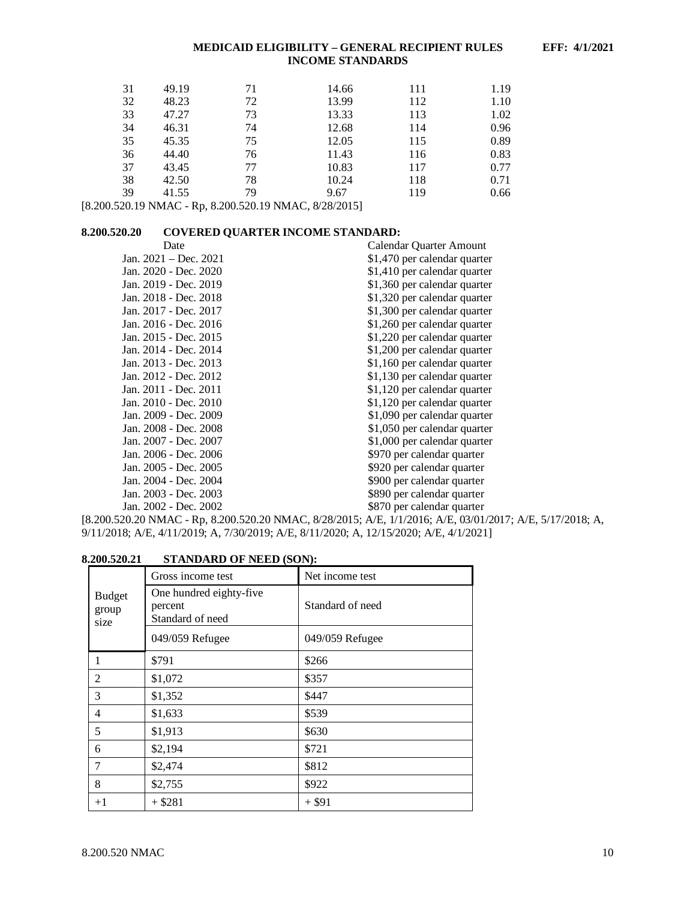| | | | | | |
|---|---|---|---|---|---|
| 31 | 49.19 | 71 | 14.66 | 111 | 1.19 |
| 32 | 48.23 | 72 | 13.99 | 112 | 1.10 |
| 33 | 47.27 | 73 | 13.33 | 113 | 1.02 |
| 34 | 46.31 | 74 | 12.68 | 114 | 0.96 |
| 35 | 45.35 | 75 | 12.05 | 115 | 0.89 |
| 36 | 44.40 | 76 | 11.43 | 116 | 0.83 |
| 37 | 43.45 | 77 | 10.83 | 117 | 0.77 |
| 38 | 42.50 | 78 | 10.24 | 118 | 0.71 |
| 39 | 41.55 | 79 | 9.67 | 119 | 0.66 |

[8.200.520.19 NMAC - Rp, 8.200.520.19 NMAC, 8/28/2015]

**8.200.520.20 COVERED QUARTER INCOME STANDARD:**

| Date | Calendar Quarter Amount |
|---|---|
| Jan. 2021 – Dec. 2021 | $1,470 per calendar quarter |
| Jan. 2020 - Dec. 2020 | $1,410 per calendar quarter |
| Jan. 2019 - Dec. 2019 | $1,360 per calendar quarter |
| Jan. 2018 - Dec. 2018 | $1,320 per calendar quarter |
| Jan. 2017 - Dec. 2017 | $1,300 per calendar quarter |
| Jan. 2016 - Dec. 2016 | $1,260 per calendar quarter |
| Jan. 2015 - Dec. 2015 | $1,220 per calendar quarter |
| Jan. 2014 - Dec. 2014 | $1,200 per calendar quarter |
| Jan. 2013 - Dec. 2013 | $1,160 per calendar quarter |
| Jan. 2012 - Dec. 2012 | $1,130 per calendar quarter |
| Jan. 2011 - Dec. 2011 | $1,120 per calendar quarter |
| Jan. 2010 - Dec. 2010 | $1,120 per calendar quarter |
| Jan. 2009 - Dec. 2009 | $1,090 per calendar quarter |
| Jan. 2008 - Dec. 2008 | $1,050 per calendar quarter |
| Jan. 2007 - Dec. 2007 | $1,000 per calendar quarter |
| Jan. 2006 - Dec. 2006 | $970 per calendar quarter |
| Jan. 2005 - Dec. 2005 | $920 per calendar quarter |
| Jan. 2004 - Dec. 2004 | $900 per calendar quarter |
| Jan. 2003 - Dec. 2003 | $890 per calendar quarter |
| Jan. 2002 - Dec. 2002 | $870 per calendar quarter |

[8.200.520.20 NMAC - Rp, 8.200.520.20 NMAC, 8/28/2015; A/E, 1/1/2016; A/E, 03/01/2017; A/E, 5/17/2018; A, 9/11/2018; A/E, 4/11/2019; A, 7/30/2019; A/E, 8/11/2020; A, 12/15/2020; A/E, 4/1/2021]

**8.200.520.21 STANDARD OF NEED (SON):**

| Budget group size | Gross income test | Net income test |
|---|---|---|
| | One hundred eighty-five percent Standard of need | Standard of need |
| | 049/059 Refugee | 049/059 Refugee |
| 1 | $791 | $266 |
| 2 | $1,072 | $357 |
| 3 | $1,352 | $447 |
| 4 | $1,633 | $539 |
| 5 | $1,913 | $630 |
| 6 | $2,194 | $721 |
| 7 | $2,474 | $812 |
| 8 | $2,755 | $922 |
| +1 | + $281 | + $91 |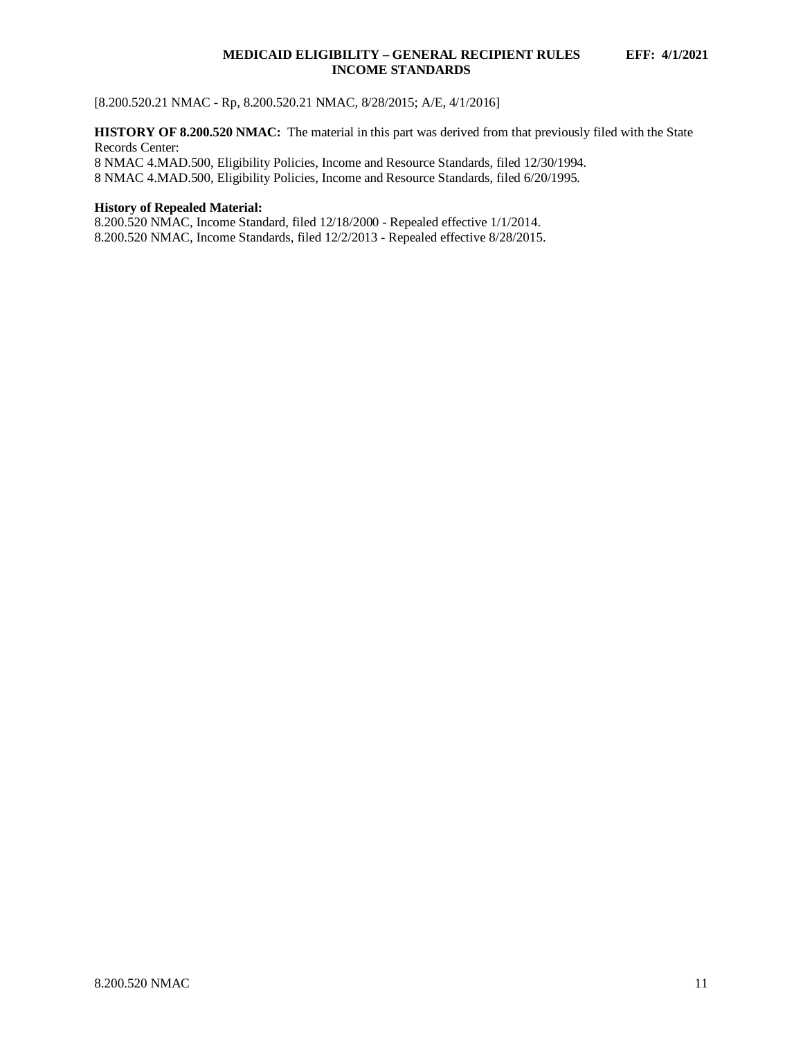[8.200.520.21 NMAC - Rp, 8.200.520.21 NMAC, 8/28/2015; A/E, 4/1/2016]

**HISTORY OF 8.200.520 NMAC:** The material in this part was derived from that previously filed with the State Records Center:
8 NMAC 4.MAD.500, Eligibility Policies, Income and Resource Standards, filed 12/30/1994.
8 NMAC 4.MAD.500, Eligibility Policies, Income and Resource Standards, filed 6/20/1995.

**History of Repealed Material:**
8.200.520 NMAC, Income Standard, filed 12/18/2000 - Repealed effective 1/1/2014.
8.200.520 NMAC, Income Standards, filed 12/2/2013 - Repealed effective 8/28/2015.